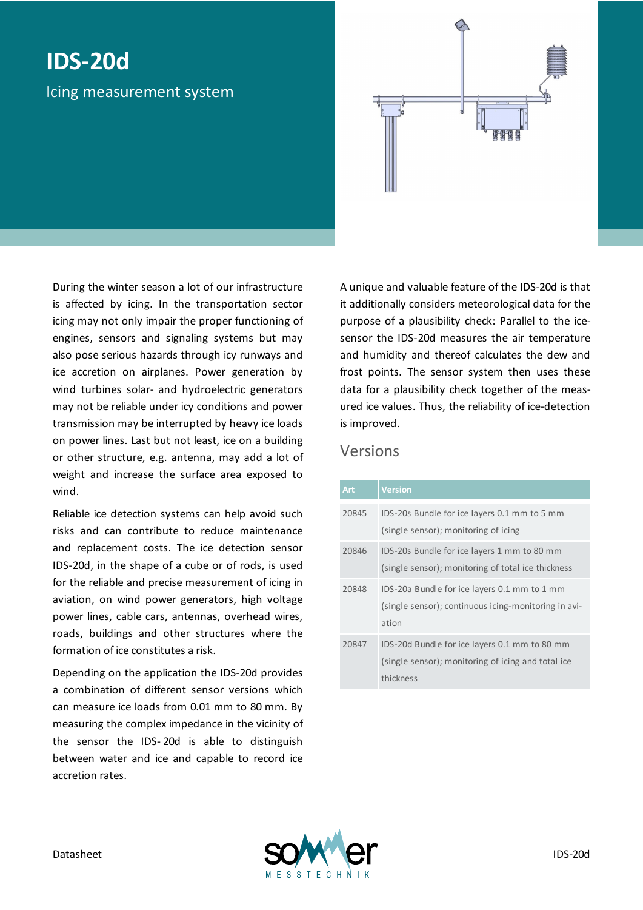# IDS-20d

## Icing measurement system

During the winter season a lot of our infrastructure is affected by icing. In the transportation sector icing may not only impair the proper functioning of engines, sensors and signaling systems but may also pose serious hazards through icy runways and ice accretion on airplanes. Power generation by wind turbines solar- and hydroelectric generators may not be reliable under icy conditions and power transmission may be interrupted by heavy ice loads on power lines. Last but not least, ice on a building or other structure, e.g. antenna, may add a lot of weight and increase the surface area exposed to wind.

Reliable ice detection systems can help avoid such risks and can contribute to reduce maintenance and replacement costs. The ice detection sensor IDS-20d, in the shape of a cube or of rods, is used for the reliable and precise measurement of icing in aviation, on wind power generators, high voltage power lines, cable cars, antennas, overhead wires, roads, buildings and other structures where the formation of ice constitutes a risk.

Depending on the application the IDS-20d provides a combination of different sensor versions which can measure ice loads from 0.01 mm to 80 mm. By measuring the complex impedance in the vicinity of the sensor the IDS- 20d is able to distinguish between water and ice and capable to record ice accretion rates.

A unique and valuable feature of the IDS-20d is that it additionally considers meteorological data for the purpose of a plausibility check: Parallel to the ice-sensor the IDS-20d measures the air temperature and humidity and thereof calculates the dew and frost points. The sensor system then uses these data for a plausibility check together of the measured ice values. Thus, the reliability of ice-detection is improved.

## Versions

| Art | Version |
|---|---|
| 20845 | IDS-20s Bundle for ice layers 0.1 mm to 5 mm (single sensor); monitoring of icing |
| 20846 | IDS-20s Bundle for ice layers 1 mm to 80 mm (single sensor); monitoring of total ice thickness |
| 20848 | IDS-20a Bundle for ice layers 0.1 mm to 1 mm (single sensor); continuous icing-monitoring in aviation |
| 20847 | IDS-20d Bundle for ice layers 0.1 mm to 80 mm (single sensor); monitoring of icing and total ice thickness |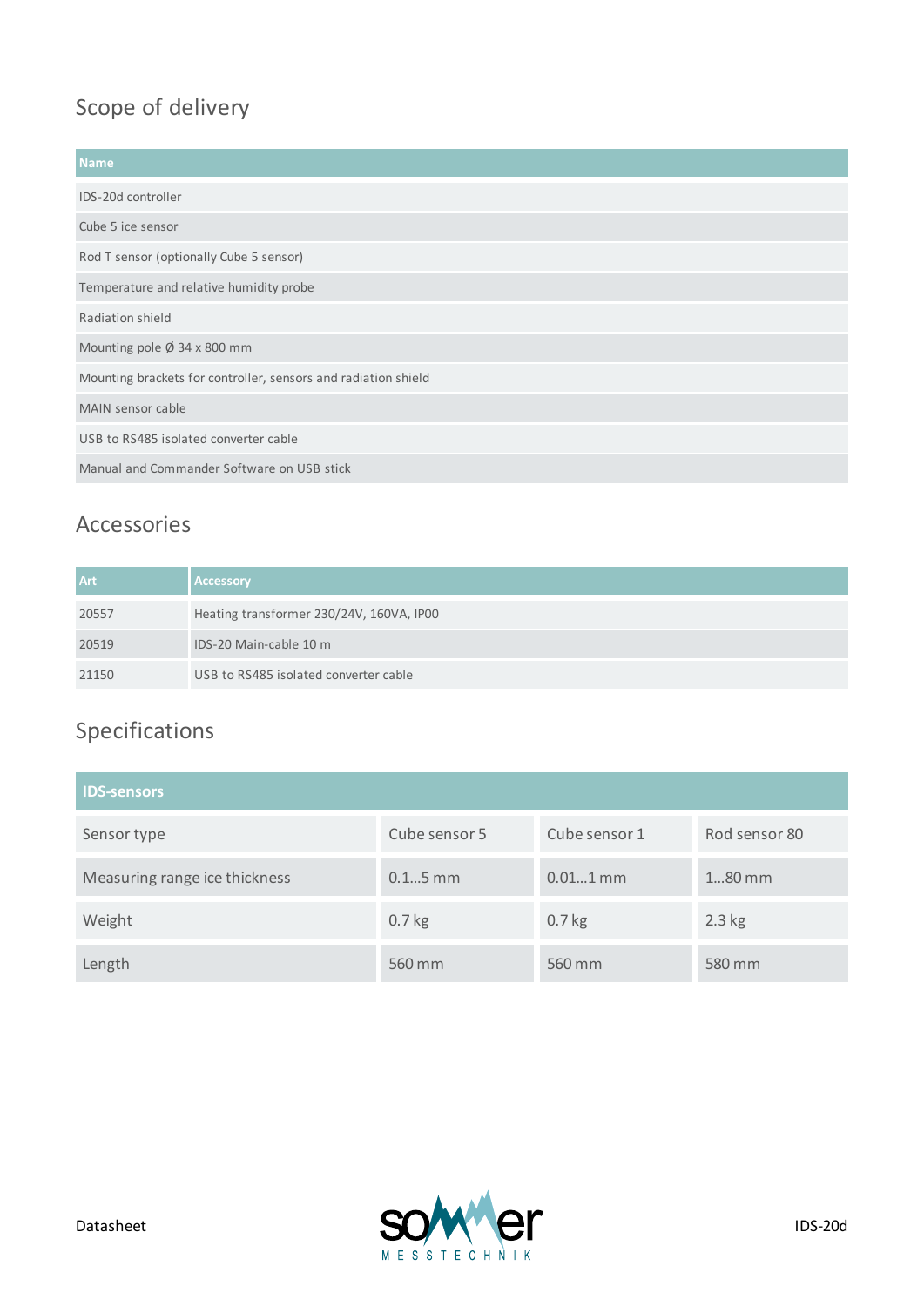## Scope of delivery

| Name |
|---|
| IDS-20d controller |
| Cube 5 ice sensor |
| Rod T sensor (optionally Cube 5 sensor) |
| Temperature and relative humidity probe |
| Radiation shield |
| Mounting pole Ø 34 x 800 mm |
| Mounting brackets for controller, sensors and radiation shield |
| MAIN sensor cable |
| USB to RS485 isolated converter cable |
| Manual and Commander Software on USB stick |

## Accessories

| Art | Accessory |
|---|---|
| 20557 | Heating transformer 230/24V, 160VA, IP00 |
| 20519 | IDS-20 Main-cable 10 m |
| 21150 | USB to RS485 isolated converter cable |

## Specifications

| IDS-sensors | | | |
|---|---|---|---|
| Sensor type | Cube sensor 5 | Cube sensor 1 | Rod sensor 80 |
| Measuring range ice thickness | 0.1…5 mm | 0.01…1 mm | 1…80 mm |
| Weight | 0.7 kg | 0.7 kg | 2.3 kg |
| Length | 560 mm | 560 mm | 580 mm |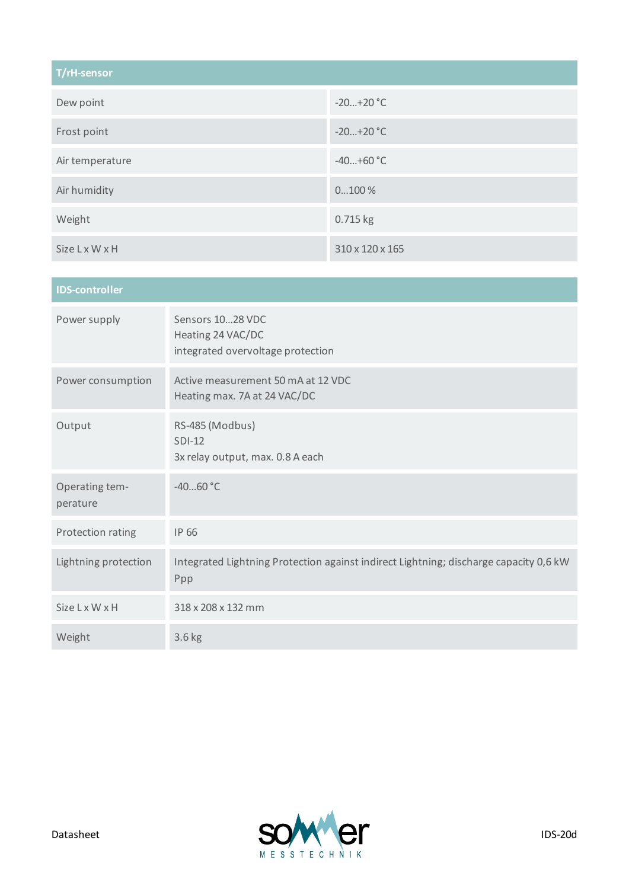| T/rH-sensor | |
|---|---|
| Dew point | -20...+20 °C |
| Frost point | -20...+20 °C |
| Air temperature | -40...+60 °C |
| Air humidity | 0...100 % |
| Weight | 0.715 kg |
| Size L x W x H | 310 x 120 x 165 |

| IDS-controller | |
|---|---|
| Power supply | Sensors 10...28 VDC<br>Heating 24 VAC/DC<br>integrated overvoltage protection |
| Power consumption | Active measurement 50 mA at 12 VDC<br>Heating max. 7A at 24 VAC/DC |
| Output | RS-485 (Modbus)<br>SDI-12<br>3x relay output, max. 0.8 A each |
| Operating temperature | -40...60 °C |
| Protection rating | IP 66 |
| Lightning protection | Integrated Lightning Protection against indirect Lightning; discharge capacity 0,6 kW Ppp |
| Size L x W x H | 318 x 208 x 132 mm |
| Weight | 3.6 kg |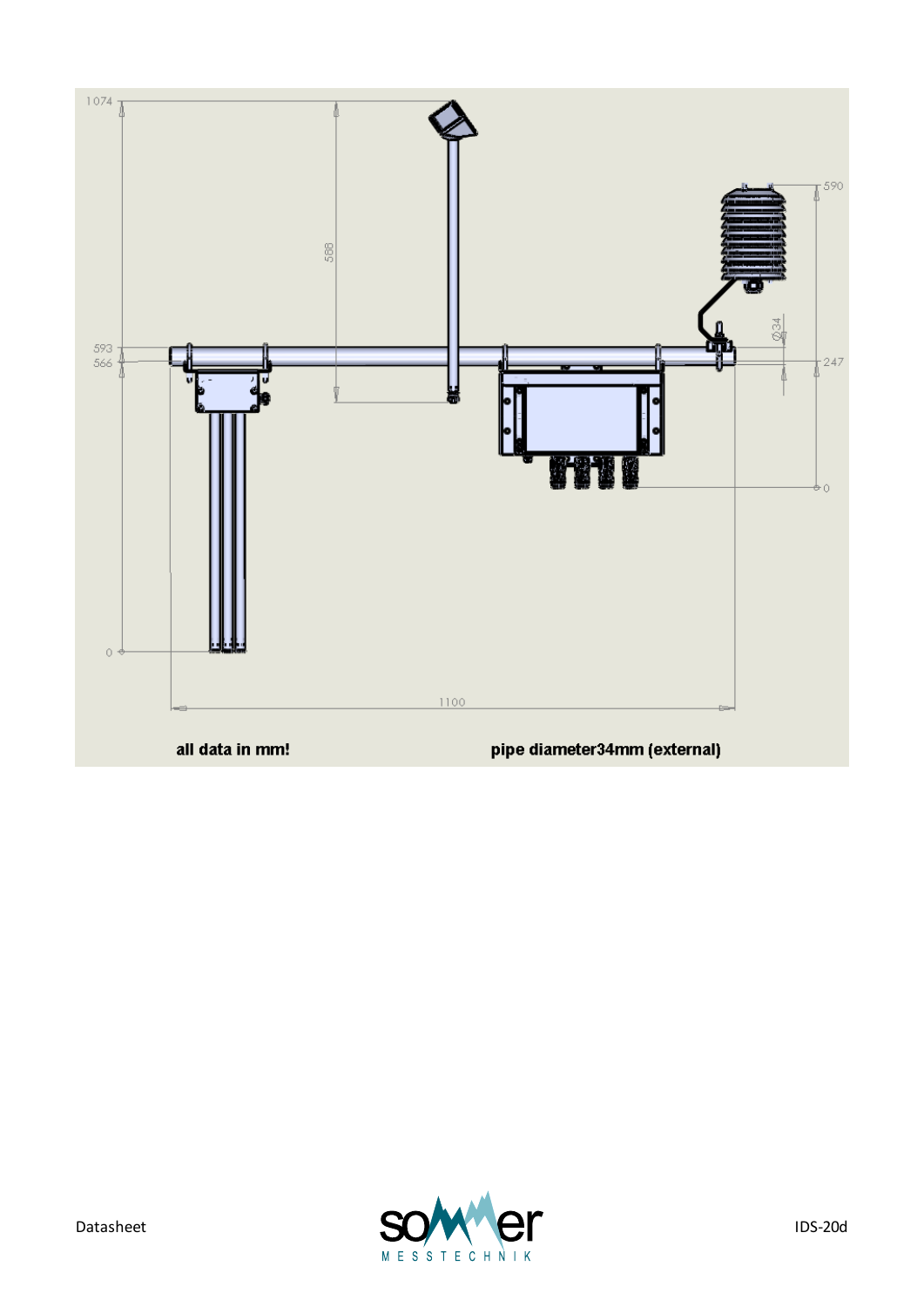1074

588

593

566

0

590

Ø34

247

0

1100

**all data in mm!**

**pipe diameter34mm (external)**